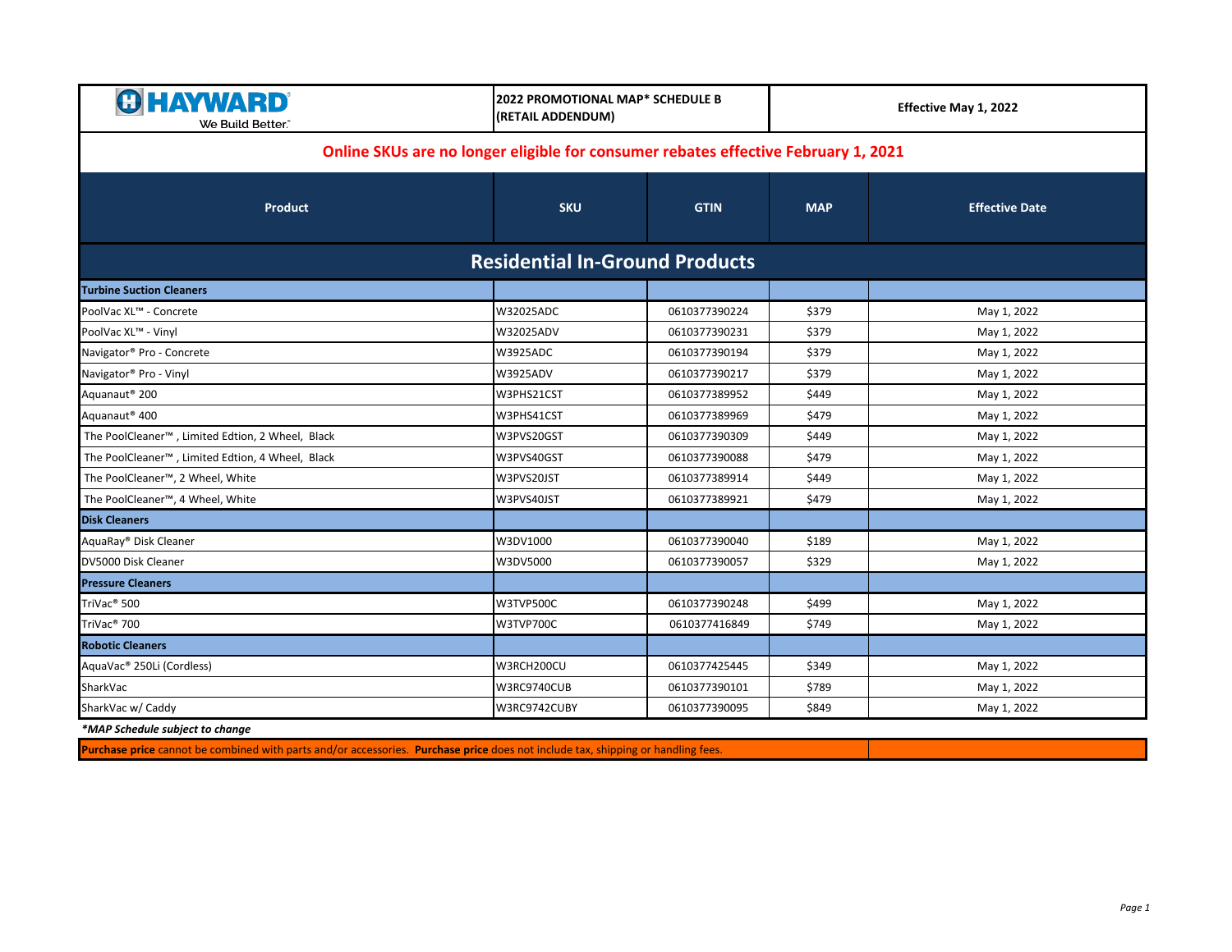**HAYWARD** We Build Better.™

**2022 PROMOTIONAL MAP* SCHEDULE B (RETAIL ADDENDUM)**

**Effective May 1, 2022**

**Online SKUs are no longer eligible for consumer rebates effective February 1, 2021**

| Product | SKU | GTIN | MAP | Effective Date |
|---|---|---|---|---|
| **Residential In-Ground Products** | | | | |
| **Turbine Suction Cleaners** | | | | |
| PoolVac XL™ - Concrete | W32025ADC | 0610377390224 | $379 | May 1, 2022 |
| PoolVac XL™ - Vinyl | W32025ADV | 0610377390231 | $379 | May 1, 2022 |
| Navigator® Pro - Concrete | W3925ADC | 0610377390194 | $379 | May 1, 2022 |
| Navigator® Pro - Vinyl | W3925ADV | 0610377390217 | $379 | May 1, 2022 |
| Aquanaut® 200 | W3PHS21CST | 0610377389952 | $449 | May 1, 2022 |
| Aquanaut® 400 | W3PHS41CST | 0610377389969 | $479 | May 1, 2022 |
| The PoolCleaner™ , Limited Edtion, 2 Wheel, Black | W3PVS20GST | 0610377390309 | $449 | May 1, 2022 |
| The PoolCleaner™ , Limited Edtion, 4 Wheel, Black | W3PVS40GST | 0610377390088 | $479 | May 1, 2022 |
| The PoolCleaner™, 2 Wheel, White | W3PVS20JST | 0610377389914 | $449 | May 1, 2022 |
| The PoolCleaner™, 4 Wheel, White | W3PVS40JST | 0610377389921 | $479 | May 1, 2022 |
| **Disk Cleaners** | | | | |
| AquaRay® Disk Cleaner | W3DV1000 | 0610377390040 | $189 | May 1, 2022 |
| DV5000 Disk Cleaner | W3DV5000 | 0610377390057 | $329 | May 1, 2022 |
| **Pressure Cleaners** | | | | |
| TriVac® 500 | W3TVP500C | 0610377390248 | $499 | May 1, 2022 |
| TriVac® 700 | W3TVP700C | 0610377416849 | $749 | May 1, 2022 |
| **Robotic Cleaners** | | | | |
| AquaVac® 250Li (Cordless) | W3RCH200CU | 0610377425445 | $349 | May 1, 2022 |
| SharkVac | W3RC9740CUB | 0610377390101 | $789 | May 1, 2022 |
| SharkVac w/ Caddy | W3RC9742CUBY | 0610377390095 | $849 | May 1, 2022 |

***MAP Schedule subject to change***

**Purchase price** cannot be combined with parts and/or accessories. **Purchase price** does not include tax, shipping or handling fees.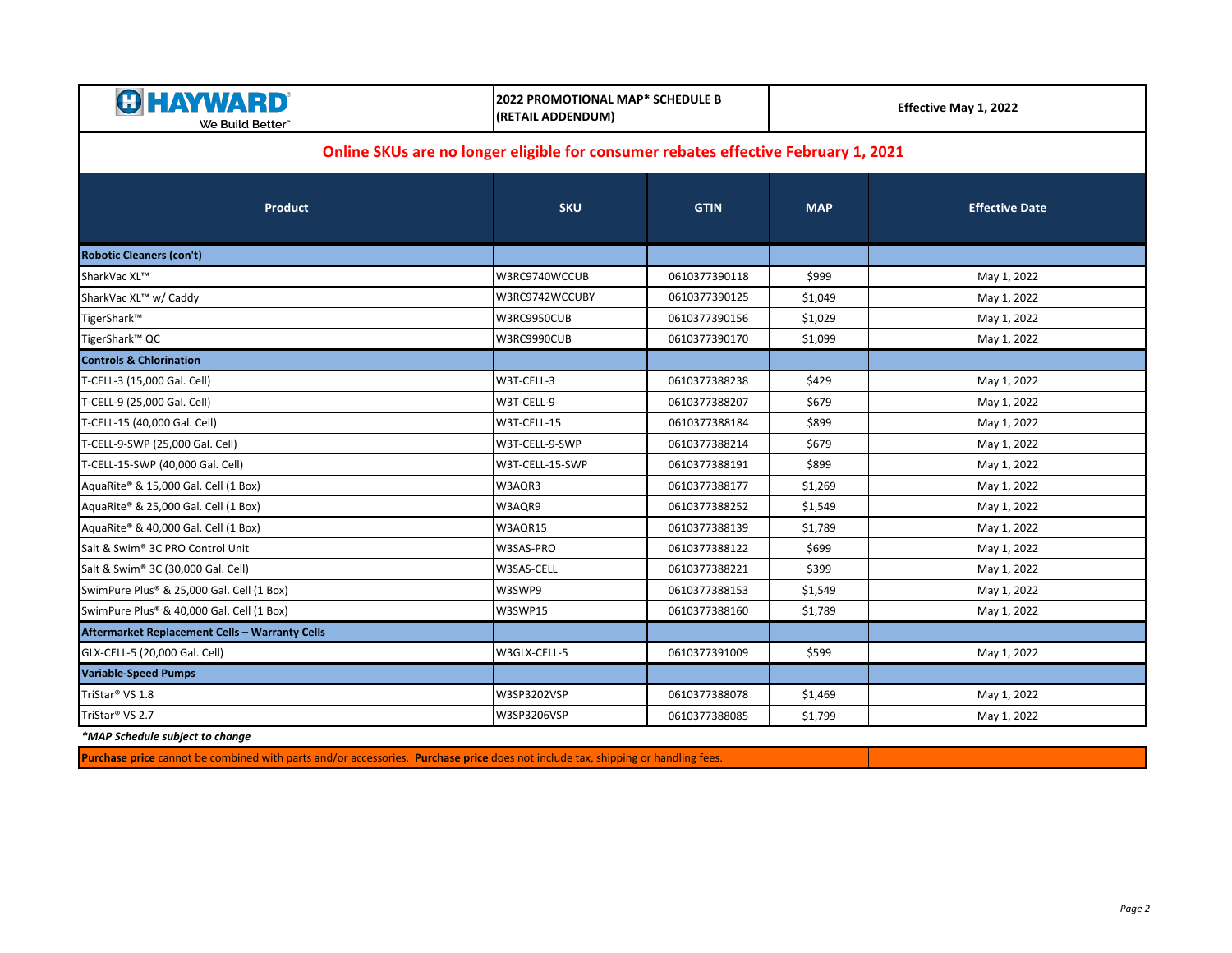**HAYWARD** We Build Better.

**2022 PROMOTIONAL MAP* SCHEDULE B (RETAIL ADDENDUM)**

**Effective May 1, 2022**

**Online SKUs are no longer eligible for consumer rebates effective February 1, 2021**

| Product | SKU | GTIN | MAP | Effective Date |
|---|---|---|---|---|
| **Robotic Cleaners (con't)** | | | | |
| SharkVac XL™ | W3RC9740WCCUB | 0610377390118 | $999 | May 1, 2022 |
| SharkVac XL™ w/ Caddy | W3RC9742WCCUBY | 0610377390125 | $1,049 | May 1, 2022 |
| TigerShark™ | W3RC9950CUB | 0610377390156 | $1,029 | May 1, 2022 |
| TigerShark™ QC | W3RC9990CUB | 0610377390170 | $1,099 | May 1, 2022 |
| **Controls & Chlorination** | | | | |
| T-CELL-3 (15,000 Gal. Cell) | W3T-CELL-3 | 0610377388238 | $429 | May 1, 2022 |
| T-CELL-9 (25,000 Gal. Cell) | W3T-CELL-9 | 0610377388207 | $679 | May 1, 2022 |
| T-CELL-15 (40,000 Gal. Cell) | W3T-CELL-15 | 0610377388184 | $899 | May 1, 2022 |
| T-CELL-9-SWP (25,000 Gal. Cell) | W3T-CELL-9-SWP | 0610377388214 | $679 | May 1, 2022 |
| T-CELL-15-SWP (40,000 Gal. Cell) | W3T-CELL-15-SWP | 0610377388191 | $899 | May 1, 2022 |
| AquaRite® & 15,000 Gal. Cell (1 Box) | W3AQR3 | 0610377388177 | $1,269 | May 1, 2022 |
| AquaRite® & 25,000 Gal. Cell (1 Box) | W3AQR9 | 0610377388252 | $1,549 | May 1, 2022 |
| AquaRite® & 40,000 Gal. Cell (1 Box) | W3AQR15 | 0610377388139 | $1,789 | May 1, 2022 |
| Salt & Swim® 3C PRO Control Unit | W3SAS-PRO | 0610377388122 | $699 | May 1, 2022 |
| Salt & Swim® 3C (30,000 Gal. Cell) | W3SAS-CELL | 0610377388221 | $399 | May 1, 2022 |
| SwimPure Plus® & 25,000 Gal. Cell (1 Box) | W3SWP9 | 0610377388153 | $1,549 | May 1, 2022 |
| SwimPure Plus® & 40,000 Gal. Cell (1 Box) | W3SWP15 | 0610377388160 | $1,789 | May 1, 2022 |
| **Aftermarket Replacement Cells – Warranty Cells** | | | | |
| GLX-CELL-5 (20,000 Gal. Cell) | W3GLX-CELL-5 | 0610377391009 | $599 | May 1, 2022 |
| **Variable-Speed Pumps** | | | | |
| TriStar® VS 1.8 | W3SP3202VSP | 0610377388078 | $1,469 | May 1, 2022 |
| TriStar® VS 2.7 | W3SP3206VSP | 0610377388085 | $1,799 | May 1, 2022 |

***MAP Schedule subject to change**

**Purchase price** cannot be combined with parts and/or accessories. **Purchase price** does not include tax, shipping or handling fees.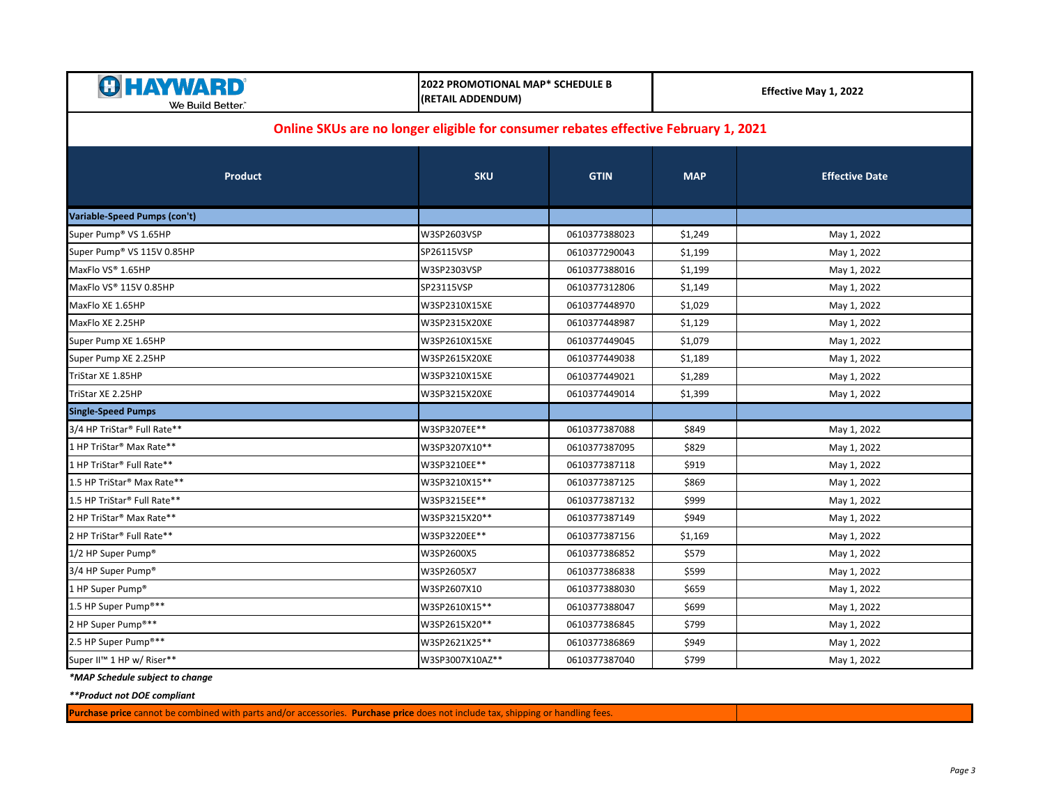**HAYWARD** We Build Better.

**2022 PROMOTIONAL MAP* SCHEDULE B (RETAIL ADDENDUM)**

**Effective May 1, 2022**

## Online SKUs are no longer eligible for consumer rebates effective February 1, 2021

| Product | SKU | GTIN | MAP | Effective Date |
|---|---|---|---|---|
| **Variable-Speed Pumps (con't)** | | | | |
| Super Pump® VS 1.65HP | W3SP2603VSP | 0610377388023 | $1,249 | May 1, 2022 |
| Super Pump® VS 115V 0.85HP | SP26115VSP | 0610377290043 | $1,199 | May 1, 2022 |
| MaxFlo VS® 1.65HP | W3SP2303VSP | 0610377388016 | $1,199 | May 1, 2022 |
| MaxFlo VS® 115V 0.85HP | SP23115VSP | 0610377312806 | $1,149 | May 1, 2022 |
| MaxFlo XE 1.65HP | W3SP2310X15XE | 0610377448970 | $1,029 | May 1, 2022 |
| MaxFlo XE 2.25HP | W3SP2315X20XE | 0610377448987 | $1,129 | May 1, 2022 |
| Super Pump XE 1.65HP | W3SP2610X15XE | 0610377449045 | $1,079 | May 1, 2022 |
| Super Pump XE 2.25HP | W3SP2615X20XE | 0610377449038 | $1,189 | May 1, 2022 |
| TriStar XE 1.85HP | W3SP3210X15XE | 0610377449021 | $1,289 | May 1, 2022 |
| TriStar XE 2.25HP | W3SP3215X20XE | 0610377449014 | $1,399 | May 1, 2022 |
| **Single-Speed Pumps** | | | | |
| 3/4 HP TriStar® Full Rate** | W3SP3207EE** | 0610377387088 | $849 | May 1, 2022 |
| 1 HP TriStar® Max Rate** | W3SP3207X10** | 0610377387095 | $829 | May 1, 2022 |
| 1 HP TriStar® Full Rate** | W3SP3210EE** | 0610377387118 | $919 | May 1, 2022 |
| 1.5 HP TriStar® Max Rate** | W3SP3210X15** | 0610377387125 | $869 | May 1, 2022 |
| 1.5 HP TriStar® Full Rate** | W3SP3215EE** | 0610377387132 | $999 | May 1, 2022 |
| 2 HP TriStar® Max Rate** | W3SP3215X20** | 0610377387149 | $949 | May 1, 2022 |
| 2 HP TriStar® Full Rate** | W3SP3220EE** | 0610377387156 | $1,169 | May 1, 2022 |
| 1/2 HP Super Pump® | W3SP2600X5 | 0610377386852 | $579 | May 1, 2022 |
| 3/4 HP Super Pump® | W3SP2605X7 | 0610377386838 | $599 | May 1, 2022 |
| 1 HP Super Pump® | W3SP2607X10 | 0610377388030 | $659 | May 1, 2022 |
| 1.5 HP Super Pump®** | W3SP2610X15** | 0610377388047 | $699 | May 1, 2022 |
| 2 HP Super Pump®** | W3SP2615X20** | 0610377386845 | $799 | May 1, 2022 |
| 2.5 HP Super Pump®** | W3SP2621X25** | 0610377386869 | $949 | May 1, 2022 |
| Super II™ 1 HP w/ Riser** | W3SP3007X10AZ** | 0610377387040 | $799 | May 1, 2022 |

***MAP Schedule subject to change**

*****Product not DOE compliant**

**Purchase price** cannot be combined with parts and/or accessories. **Purchase price** does not include tax, shipping or handling fees.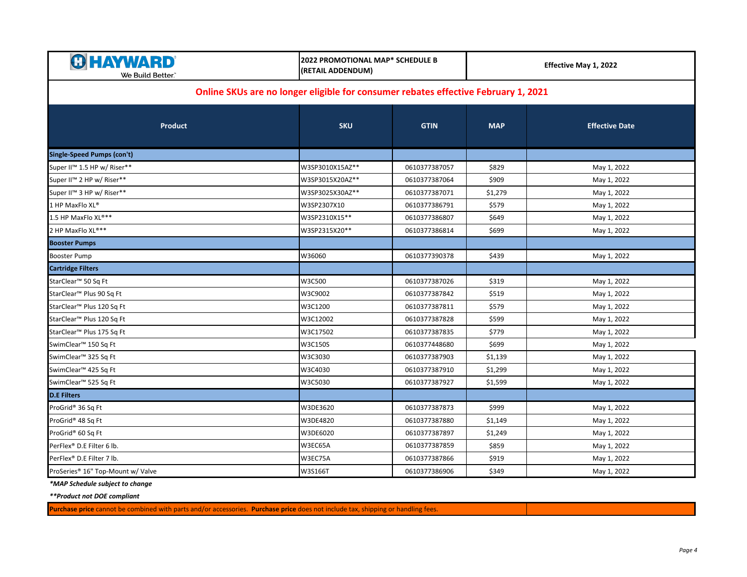**HAYWARD** We Build Better.

**2022 PROMOTIONAL MAP* SCHEDULE B (RETAIL ADDENDUM)**

**Effective May 1, 2022**

**Online SKUs are no longer eligible for consumer rebates effective February 1, 2021**

| Product | SKU | GTIN | MAP | Effective Date |
|---|---|---|---|---|
| **Single-Speed Pumps (con't)** | | | | |
| Super II™ 1.5 HP w/ Riser** | W3SP3010X15AZ** | 0610377387057 | $829 | May 1, 2022 |
| Super II™ 2 HP w/ Riser** | W3SP3015X20AZ** | 0610377387064 | $909 | May 1, 2022 |
| Super II™ 3 HP w/ Riser** | W3SP3025X30AZ** | 0610377387071 | $1,279 | May 1, 2022 |
| 1 HP MaxFlo XL® | W3SP2307X10 | 0610377386791 | $579 | May 1, 2022 |
| 1.5 HP MaxFlo XL®** | W3SP2310X15** | 0610377386807 | $649 | May 1, 2022 |
| 2 HP MaxFlo XL®** | W3SP2315X20** | 0610377386814 | $699 | May 1, 2022 |
| **Booster Pumps** | | | | |
| Booster Pump | W36060 | 0610377390378 | $439 | May 1, 2022 |
| **Cartridge Filters** | | | | |
| StarClear™ 50 Sq Ft | W3C500 | 0610377387026 | $319 | May 1, 2022 |
| StarClear™ Plus 90 Sq Ft | W3C9002 | 0610377387842 | $519 | May 1, 2022 |
| StarClear™ Plus 120 Sq Ft | W3C1200 | 0610377387811 | $579 | May 1, 2022 |
| StarClear™ Plus 120 Sq Ft | W3C12002 | 0610377387828 | $599 | May 1, 2022 |
| StarClear™ Plus 175 Sq Ft | W3C17502 | 0610377387835 | $779 | May 1, 2022 |
| SwimClear™ 150 Sq Ft | W3C150S | 0610377448680 | $699 | May 1, 2022 |
| SwimClear™ 325 Sq Ft | W3C3030 | 0610377387903 | $1,139 | May 1, 2022 |
| SwimClear™ 425 Sq Ft | W3C4030 | 0610377387910 | $1,299 | May 1, 2022 |
| SwimClear™ 525 Sq Ft | W3C5030 | 0610377387927 | $1,599 | May 1, 2022 |
| **D.E Filters** | | | | |
| ProGrid® 36 Sq Ft | W3DE3620 | 0610377387873 | $999 | May 1, 2022 |
| ProGrid® 48 Sq Ft | W3DE4820 | 0610377387880 | $1,149 | May 1, 2022 |
| ProGrid® 60 Sq Ft | W3DE6020 | 0610377387897 | $1,249 | May 1, 2022 |
| PerFlex® D.E Filter 6 lb. | W3EC65A | 0610377387859 | $859 | May 1, 2022 |
| PerFlex® D.E Filter 7 lb. | W3EC75A | 0610377387866 | $919 | May 1, 2022 |
| ProSeries® 16" Top-Mount w/ Valve | W3S166T | 0610377386906 | $349 | May 1, 2022 |

***MAP Schedule subject to change***

***\*Product not DOE compliant***

**Purchase price** cannot be combined with parts and/or accessories. **Purchase price** does not include tax, shipping or handling fees.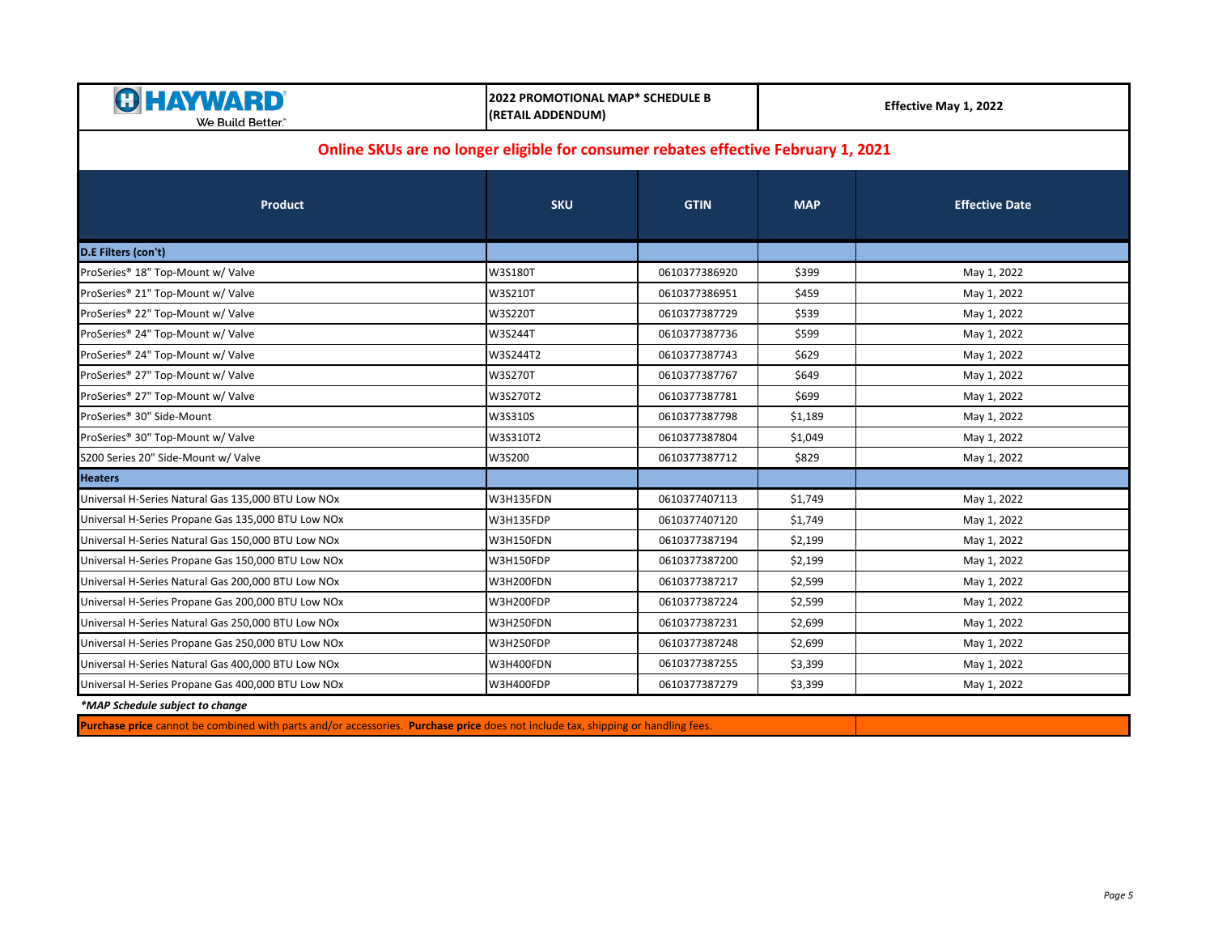**HAYWARD**
We Build Better.™

**2022 PROMOTIONAL MAP* SCHEDULE B (RETAIL ADDENDUM)**

**Effective May 1, 2022**

**Online SKUs are no longer eligible for consumer rebates effective February 1, 2021**

| Product | SKU | GTIN | MAP | Effective Date |
|---|---|---|---|---|
| **D.E Filters (con't)** | | | | |
| ProSeries® 18" Top-Mount w/ Valve | W3S180T | 0610377386920 | $399 | May 1, 2022 |
| ProSeries® 21" Top-Mount w/ Valve | W3S210T | 0610377386951 | $459 | May 1, 2022 |
| ProSeries® 22" Top-Mount w/ Valve | W3S220T | 0610377387729 | $539 | May 1, 2022 |
| ProSeries® 24" Top-Mount w/ Valve | W3S244T | 0610377387736 | $599 | May 1, 2022 |
| ProSeries® 24" Top-Mount w/ Valve | W3S244T2 | 0610377387743 | $629 | May 1, 2022 |
| ProSeries® 27" Top-Mount w/ Valve | W3S270T | 0610377387767 | $649 | May 1, 2022 |
| ProSeries® 27" Top-Mount w/ Valve | W3S270T2 | 0610377387781 | $699 | May 1, 2022 |
| ProSeries® 30" Side-Mount | W3S310S | 0610377387798 | $1,189 | May 1, 2022 |
| ProSeries® 30" Top-Mount w/ Valve | W3S310T2 | 0610377387804 | $1,049 | May 1, 2022 |
| S200 Series 20" Side-Mount w/ Valve | W3S200 | 0610377387712 | $829 | May 1, 2022 |
| **Heaters** | | | | |
| Universal H-Series Natural Gas 135,000 BTU Low NOx | W3H135FDN | 0610377407113 | $1,749 | May 1, 2022 |
| Universal H-Series Propane Gas 135,000 BTU Low NOx | W3H135FDP | 0610377407120 | $1,749 | May 1, 2022 |
| Universal H-Series Natural Gas 150,000 BTU Low NOx | W3H150FDN | 0610377387194 | $2,199 | May 1, 2022 |
| Universal H-Series Propane Gas 150,000 BTU Low NOx | W3H150FDP | 0610377387200 | $2,199 | May 1, 2022 |
| Universal H-Series Natural Gas 200,000 BTU Low NOx | W3H200FDN | 0610377387217 | $2,599 | May 1, 2022 |
| Universal H-Series Propane Gas 200,000 BTU Low NOx | W3H200FDP | 0610377387224 | $2,599 | May 1, 2022 |
| Universal H-Series Natural Gas 250,000 BTU Low NOx | W3H250FDN | 0610377387231 | $2,699 | May 1, 2022 |
| Universal H-Series Propane Gas 250,000 BTU Low NOx | W3H250FDP | 0610377387248 | $2,699 | May 1, 2022 |
| Universal H-Series Natural Gas 400,000 BTU Low NOx | W3H400FDN | 0610377387255 | $3,399 | May 1, 2022 |
| Universal H-Series Propane Gas 400,000 BTU Low NOx | W3H400FDP | 0610377387279 | $3,399 | May 1, 2022 |

***MAP Schedule subject to change***

**Purchase price** cannot be combined with parts and/or accessories. **Purchase price** does not include tax, shipping or handling fees.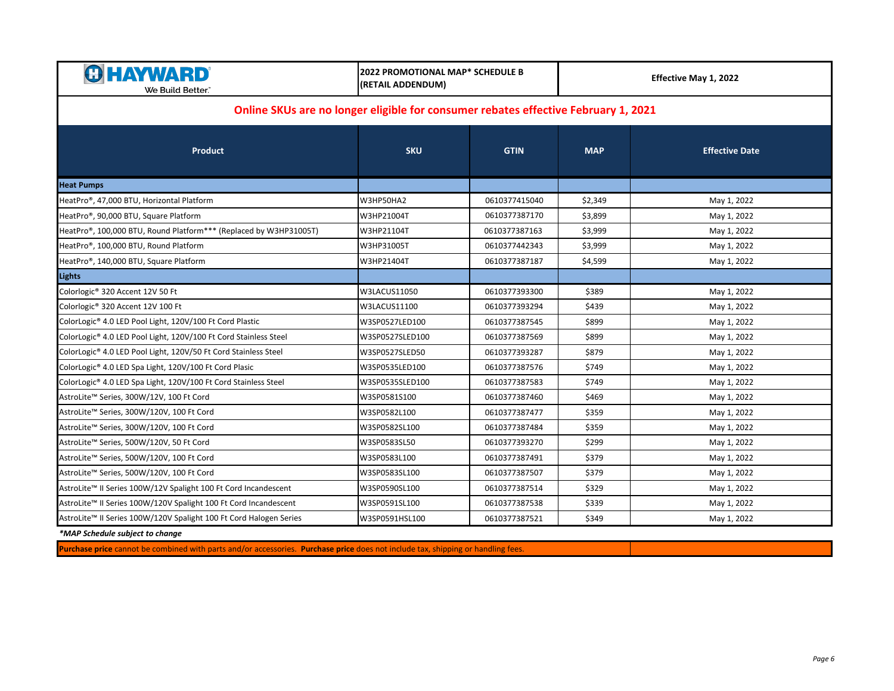**HAYWARD** We Build Better.™

**2022 PROMOTIONAL MAP* SCHEDULE B (RETAIL ADDENDUM)**

**Effective May 1, 2022**

**Online SKUs are no longer eligible for consumer rebates effective February 1, 2021**

| Product | SKU | GTIN | MAP | Effective Date |
|---|---|---|---|---|
| **Heat Pumps** | | | | |
| HeatPro®, 47,000 BTU, Horizontal Platform | W3HP50HA2 | 0610377415040 | $2,349 | May 1, 2022 |
| HeatPro®, 90,000 BTU, Square Platform | W3HP21004T | 0610377387170 | $3,899 | May 1, 2022 |
| HeatPro®, 100,000 BTU, Round Platform*** (Replaced by W3HP31005T) | W3HP21104T | 0610377387163 | $3,999 | May 1, 2022 |
| HeatPro®, 100,000 BTU, Round Platform | W3HP31005T | 0610377442343 | $3,999 | May 1, 2022 |
| HeatPro®, 140,000 BTU, Square Platform | W3HP21404T | 0610377387187 | $4,599 | May 1, 2022 |
| **Lights** | | | | |
| Colorlogic® 320 Accent 12V 50 Ft | W3LACUS11050 | 0610377393300 | $389 | May 1, 2022 |
| Colorlogic® 320 Accent 12V 100 Ft | W3LACUS11100 | 0610377393294 | $439 | May 1, 2022 |
| ColorLogic® 4.0 LED Pool Light, 120V/100 Ft Cord Plastic | W3SP0527LED100 | 0610377387545 | $899 | May 1, 2022 |
| ColorLogic® 4.0 LED Pool Light, 120V/100 Ft Cord Stainless Steel | W3SP0527SLED100 | 0610377387569 | $899 | May 1, 2022 |
| ColorLogic® 4.0 LED Pool Light, 120V/50 Ft Cord Stainless Steel | W3SP0527SLED50 | 0610377393287 | $879 | May 1, 2022 |
| ColorLogic® 4.0 LED Spa Light, 120V/100 Ft Cord Plasic | W3SP0535LED100 | 0610377387576 | $749 | May 1, 2022 |
| ColorLogic® 4.0 LED Spa Light, 120V/100 Ft Cord Stainless Steel | W3SP0535SLED100 | 0610377387583 | $749 | May 1, 2022 |
| AstroLite™ Series, 300W/12V, 100 Ft Cord | W3SP0581S100 | 0610377387460 | $469 | May 1, 2022 |
| AstroLite™ Series, 300W/120V, 100 Ft Cord | W3SP0582L100 | 0610377387477 | $359 | May 1, 2022 |
| AstroLite™ Series, 300W/120V, 100 Ft Cord | W3SP0582SL100 | 0610377387484 | $359 | May 1, 2022 |
| AstroLite™ Series, 500W/120V, 50 Ft Cord | W3SP0583SL50 | 0610377393270 | $299 | May 1, 2022 |
| AstroLite™ Series, 500W/120V, 100 Ft Cord | W3SP0583L100 | 0610377387491 | $379 | May 1, 2022 |
| AstroLite™ Series, 500W/120V, 100 Ft Cord | W3SP0583SL100 | 0610377387507 | $379 | May 1, 2022 |
| AstroLite™ II Series 100W/12V Spalight 100 Ft Cord Incandescent | W3SP0590SL100 | 0610377387514 | $329 | May 1, 2022 |
| AstroLite™ II Series 100W/120V Spalight 100 Ft Cord Incandescent | W3SP0591SL100 | 0610377387538 | $339 | May 1, 2022 |
| AstroLite™ II Series 100W/120V Spalight 100 Ft Cord Halogen Series | W3SP0591HSL100 | 0610377387521 | $349 | May 1, 2022 |

***MAP Schedule subject to change***

**Purchase price** cannot be combined with parts and/or accessories. **Purchase price** does not include tax, shipping or handling fees.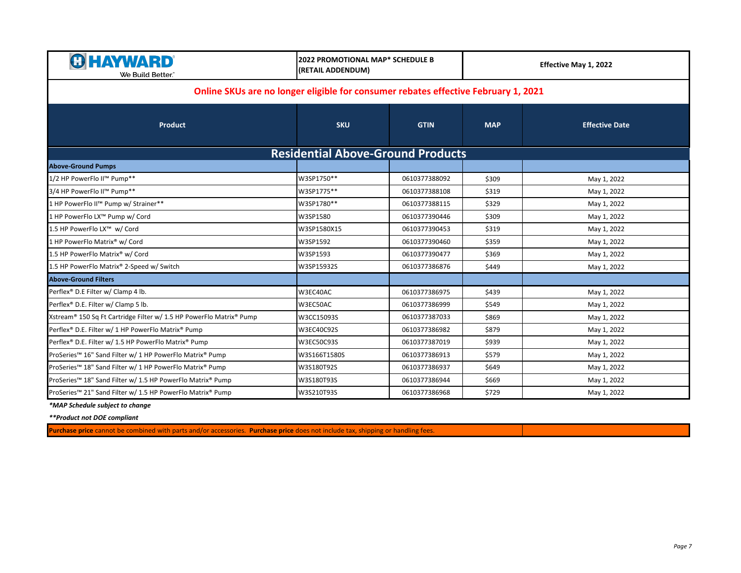**HAYWARD** We Build Better.

**2022 PROMOTIONAL MAP* SCHEDULE B (RETAIL ADDENDUM)**

**Effective May 1, 2022**

**Online SKUs are no longer eligible for consumer rebates effective February 1, 2021**

| Product | SKU | GTIN | MAP | Effective Date |
|---|---|---|---|---|
| **Residential Above-Ground Products** | | | | |
| **Above-Ground Pumps** | | | | |
| 1/2 HP PowerFlo II™ Pump** | W3SP1750** | 0610377388092 | $309 | May 1, 2022 |
| 3/4 HP PowerFlo II™ Pump** | W3SP1775** | 0610377388108 | $319 | May 1, 2022 |
| 1 HP PowerFlo II™ Pump w/ Strainer** | W3SP1780** | 0610377388115 | $329 | May 1, 2022 |
| 1 HP PowerFlo LX™ Pump w/ Cord | W3SP1580 | 0610377390446 | $309 | May 1, 2022 |
| 1.5 HP PowerFlo LX™ w/ Cord | W3SP1580X15 | 0610377390453 | $319 | May 1, 2022 |
| 1 HP PowerFlo Matrix® w/ Cord | W3SP1592 | 0610377390460 | $359 | May 1, 2022 |
| 1.5 HP PowerFlo Matrix® w/ Cord | W3SP1593 | 0610377390477 | $369 | May 1, 2022 |
| 1.5 HP PowerFlo Matrix® 2-Speed w/ Switch | W3SP15932S | 0610377386876 | $449 | May 1, 2022 |
| **Above-Ground Filters** | | | | |
| Perflex® D.E Filter w/ Clamp 4 lb. | W3EC40AC | 0610377386975 | $439 | May 1, 2022 |
| Perflex® D.E. Filter w/ Clamp 5 lb. | W3EC50AC | 0610377386999 | $549 | May 1, 2022 |
| Xstream® 150 Sq Ft Cartridge Filter w/ 1.5 HP PowerFlo Matrix® Pump | W3CC15093S | 0610377387033 | $869 | May 1, 2022 |
| Perflex® D.E. Filter w/ 1 HP PowerFlo Matrix® Pump | W3EC40C92S | 0610377386982 | $879 | May 1, 2022 |
| Perflex® D.E. Filter w/ 1.5 HP PowerFlo Matrix® Pump | W3EC50C93S | 0610377387019 | $939 | May 1, 2022 |
| ProSeries™ 16" Sand Filter w/ 1 HP PowerFlo Matrix® Pump | W3S166T1580S | 0610377386913 | $579 | May 1, 2022 |
| ProSeries™ 18" Sand Filter w/ 1 HP PowerFlo Matrix® Pump | W3S180T92S | 0610377386937 | $649 | May 1, 2022 |
| ProSeries™ 18" Sand Filter w/ 1.5 HP PowerFlo Matrix® Pump | W3S180T93S | 0610377386944 | $669 | May 1, 2022 |
| ProSeries™ 21" Sand Filter w/ 1.5 HP PowerFlo Matrix® Pump | W3S210T93S | 0610377386968 | $729 | May 1, 2022 |

****MAP Schedule subject to change***

*****Product not DOE compliant***

**Purchase price** cannot be combined with parts and/or accessories. **Purchase price** does not include tax, shipping or handling fees.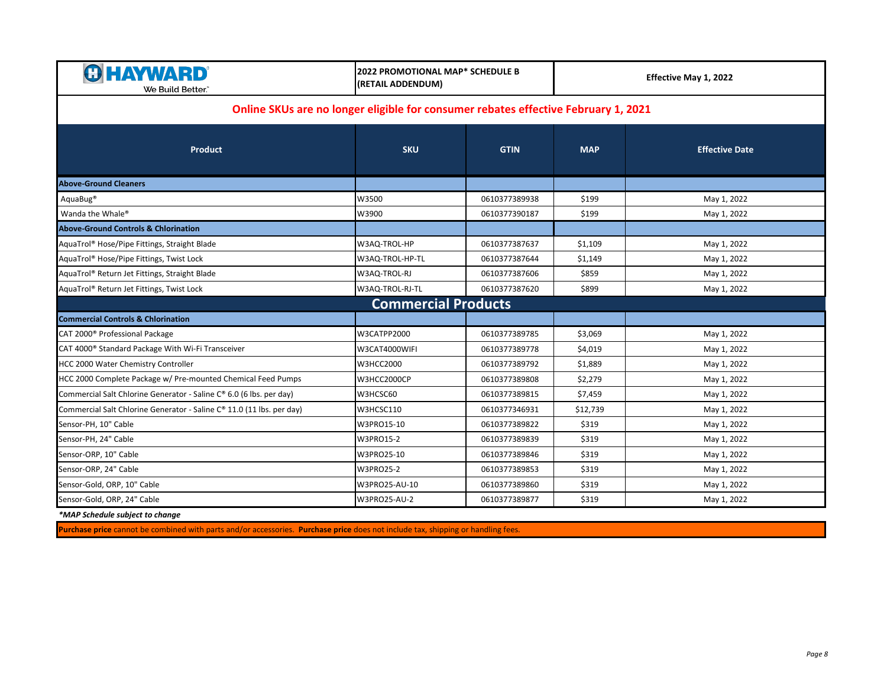| HAYWARD We Build Better. | 2022 PROMOTIONAL MAP* SCHEDULE B (RETAIL ADDENDUM) | | Effective May 1, 2022 | |
|---|---|---|---|---|

**Online SKUs are no longer eligible for consumer rebates effective February 1, 2021**

| Product | SKU | GTIN | MAP | Effective Date |
|---|---|---|---|---|
| **Above-Ground Cleaners** | | | | |
| AquaBug® | W3500 | 0610377389938 | $199 | May 1, 2022 |
| Wanda the Whale® | W3900 | 0610377390187 | $199 | May 1, 2022 |
| **Above-Ground Controls & Chlorination** | | | | |
| AquaTrol® Hose/Pipe Fittings, Straight Blade | W3AQ-TROL-HP | 0610377387637 | $1,109 | May 1, 2022 |
| AquaTrol® Hose/Pipe Fittings, Twist Lock | W3AQ-TROL-HP-TL | 0610377387644 | $1,149 | May 1, 2022 |
| AquaTrol® Return Jet Fittings, Straight Blade | W3AQ-TROL-RJ | 0610377387606 | $859 | May 1, 2022 |
| AquaTrol® Return Jet Fittings, Twist Lock | W3AQ-TROL-RJ-TL | 0610377387620 | $899 | May 1, 2022 |
| **Commercial Products** | | | | |
| **Commercial Controls & Chlorination** | | | | |
| CAT 2000® Professional Package | W3CATPP2000 | 0610377389785 | $3,069 | May 1, 2022 |
| CAT 4000® Standard Package With Wi-Fi Transceiver | W3CAT4000WIFI | 0610377389778 | $4,019 | May 1, 2022 |
| HCC 2000 Water Chemistry Controller | W3HCC2000 | 0610377389792 | $1,889 | May 1, 2022 |
| HCC 2000 Complete Package w/ Pre-mounted Chemical Feed Pumps | W3HCC2000CP | 0610377389808 | $2,279 | May 1, 2022 |
| Commercial Salt Chlorine Generator - Saline C® 6.0 (6 lbs. per day) | W3HCSC60 | 0610377389815 | $7,459 | May 1, 2022 |
| Commercial Salt Chlorine Generator - Saline C® 11.0 (11 lbs. per day) | W3HCSC110 | 0610377346931 | $12,739 | May 1, 2022 |
| Sensor-PH, 10" Cable | W3PRO15-10 | 0610377389822 | $319 | May 1, 2022 |
| Sensor-PH, 24" Cable | W3PRO15-2 | 0610377389839 | $319 | May 1, 2022 |
| Sensor-ORP, 10" Cable | W3PRO25-10 | 0610377389846 | $319 | May 1, 2022 |
| Sensor-ORP, 24" Cable | W3PRO25-2 | 0610377389853 | $319 | May 1, 2022 |
| Sensor-Gold, ORP, 10" Cable | W3PRO25-AU-10 | 0610377389860 | $319 | May 1, 2022 |
| Sensor-Gold, ORP, 24" Cable | W3PRO25-AU-2 | 0610377389877 | $319 | May 1, 2022 |

***MAP Schedule subject to change**

**Purchase price** cannot be combined with parts and/or accessories. **Purchase price** does not include tax, shipping or handling fees.